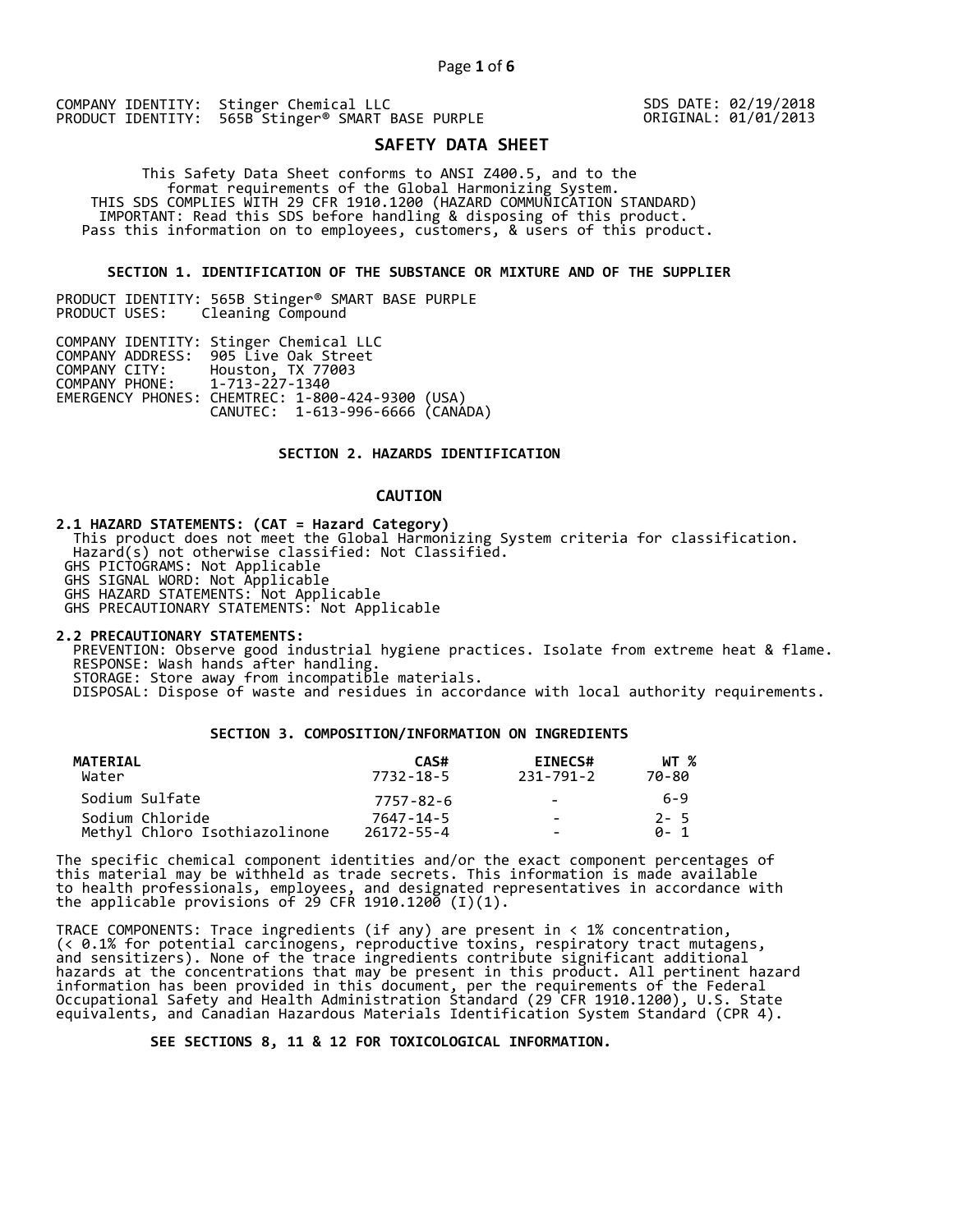COMPANY IDENTITY: Stinger Chemical LLC
PRODUCT IDENTITY: 565B Stinger® SMART BASE PURPLE

SDS DATE: 02/19/2018
ORIGINAL: 01/01/2013

# SAFETY DATA SHEET

This Safety Data Sheet conforms to ANSI Z400.5, and to the format requirements of the Global Harmonizing System.
THIS SDS COMPLIES WITH 29 CFR 1910.1200 (HAZARD COMMUNICATION STANDARD)
IMPORTANT: Read this SDS before handling & disposing of this product.
Pass this information on to employees, customers, & users of this product.

## SECTION 1. IDENTIFICATION OF THE SUBSTANCE OR MIXTURE AND OF THE SUPPLIER

PRODUCT IDENTITY: 565B Stinger® SMART BASE PURPLE
PRODUCT USES: Cleaning Compound

COMPANY IDENTITY: Stinger Chemical LLC
COMPANY ADDRESS: 905 Live Oak Street
COMPANY CITY: Houston, TX 77003
COMPANY PHONE: 1-713-227-1340
EMERGENCY PHONES: CHEMTREC: 1-800-424-9300 (USA)
CANUTEC: 1-613-996-6666 (CANADA)

## SECTION 2. HAZARDS IDENTIFICATION

**CAUTION**

**2.1 HAZARD STATEMENTS: (CAT = Hazard Category)**
This product does not meet the Global Harmonizing System criteria for classification.
Hazard(s) not otherwise classified: Not Classified.
GHS PICTOGRAMS: Not Applicable
GHS SIGNAL WORD: Not Applicable
GHS HAZARD STATEMENTS: Not Applicable
GHS PRECAUTIONARY STATEMENTS: Not Applicable

**2.2 PRECAUTIONARY STATEMENTS:**
PREVENTION: Observe good industrial hygiene practices. Isolate from extreme heat & flame.
RESPONSE: Wash hands after handling.
STORAGE: Store away from incompatible materials.
DISPOSAL: Dispose of waste and residues in accordance with local authority requirements.

## SECTION 3. COMPOSITION/INFORMATION ON INGREDIENTS

| MATERIAL | CAS# | EINECS# | WT % |
|---|---|---|---|
| Water | 7732-18-5 | 231-791-2 | 70-80 |
| Sodium Sulfate | 7757-82-6 | - | 6-9 |
| Sodium Chloride | 7647-14-5 | - | 2- 5 |
| Methyl Chloro Isothiazolinone | 26172-55-4 | - | 0- 1 |

The specific chemical component identities and/or the exact component percentages of this material may be withheld as trade secrets. This information is made available to health professionals, employees, and designated representatives in accordance with the applicable provisions of 29 CFR 1910.1200 (I)(1).

TRACE COMPONENTS: Trace ingredients (if any) are present in < 1% concentration, (< 0.1% for potential carcinogens, reproductive toxins, respiratory tract mutagens, and sensitizers). None of the trace ingredients contribute significant additional hazards at the concentrations that may be present in this product. All pertinent hazard information has been provided in this document, per the requirements of the Federal Occupational Safety and Health Administration Standard (29 CFR 1910.1200), U.S. State equivalents, and Canadian Hazardous Materials Identification System Standard (CPR 4).

**SEE SECTIONS 8, 11 & 12 FOR TOXICOLOGICAL INFORMATION.**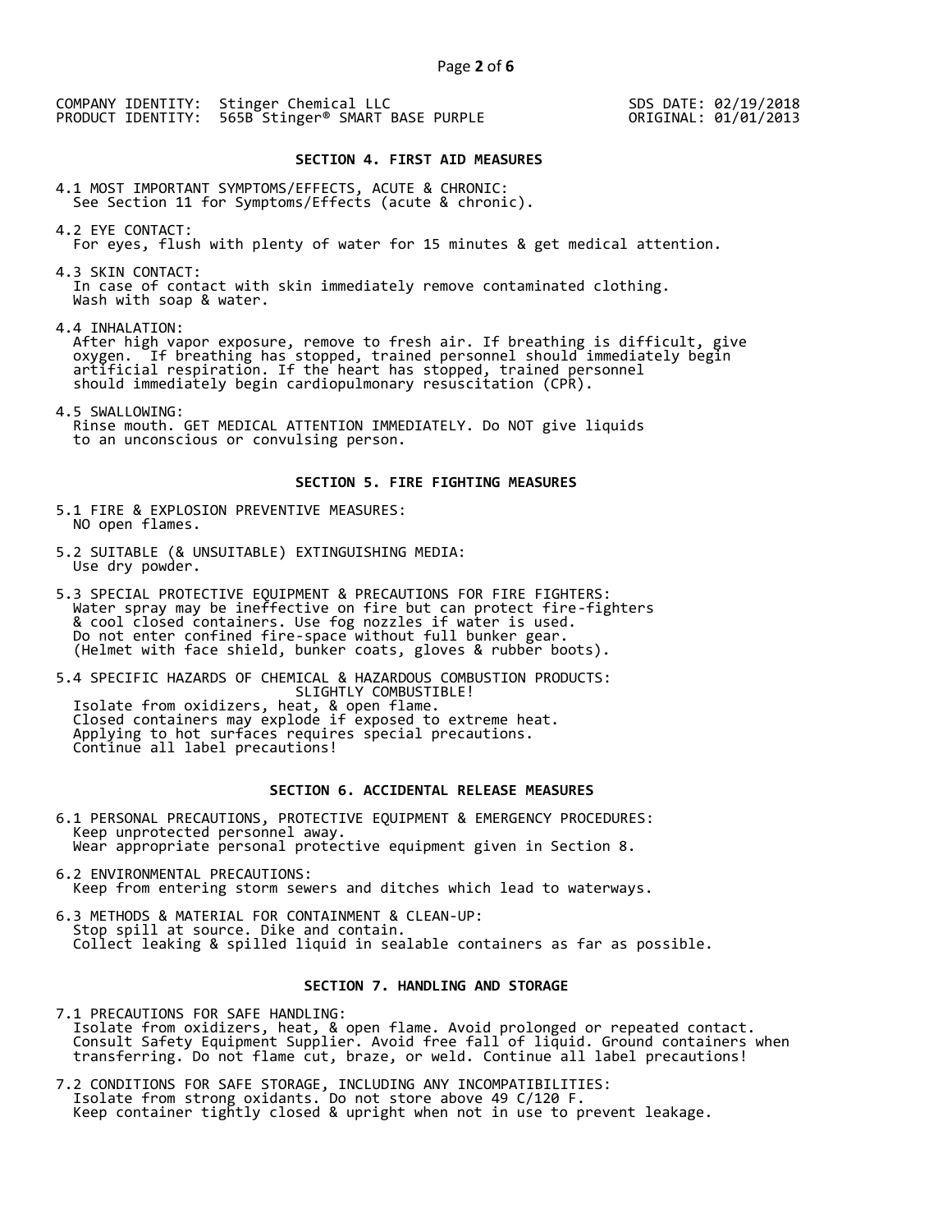COMPANY IDENTITY: Stinger Chemical LLC  
PRODUCT IDENTITY: 565B Stinger® SMART BASE PURPLE

SDS DATE: 02/19/2018  
ORIGINAL: 01/01/2013

## SECTION 4. FIRST AID MEASURES

4.1 MOST IMPORTANT SYMPTOMS/EFFECTS, ACUTE & CHRONIC:  
See Section 11 for Symptoms/Effects (acute & chronic).

4.2 EYE CONTACT:  
For eyes, flush with plenty of water for 15 minutes & get medical attention.

4.3 SKIN CONTACT:  
In case of contact with skin immediately remove contaminated clothing.  
Wash with soap & water.

4.4 INHALATION:  
After high vapor exposure, remove to fresh air. If breathing is difficult, give oxygen. If breathing has stopped, trained personnel should immediately begin artificial respiration. If the heart has stopped, trained personnel should immediately begin cardiopulmonary resuscitation (CPR).

4.5 SWALLOWING:  
Rinse mouth. GET MEDICAL ATTENTION IMMEDIATELY. Do NOT give liquids to an unconscious or convulsing person.

## SECTION 5. FIRE FIGHTING MEASURES

5.1 FIRE & EXPLOSION PREVENTIVE MEASURES:  
NO open flames.

5.2 SUITABLE (& UNSUITABLE) EXTINGUISHING MEDIA:  
Use dry powder.

5.3 SPECIAL PROTECTIVE EQUIPMENT & PRECAUTIONS FOR FIRE FIGHTERS:  
Water spray may be ineffective on fire but can protect fire-fighters & cool closed containers. Use fog nozzles if water is used.  
Do not enter confined fire-space without full bunker gear.  
(Helmet with face shield, bunker coats, gloves & rubber boots).

5.4 SPECIFIC HAZARDS OF CHEMICAL & HAZARDOUS COMBUSTION PRODUCTS:  
SLIGHTLY COMBUSTIBLE!  
Isolate from oxidizers, heat, & open flame.  
Closed containers may explode if exposed to extreme heat.  
Applying to hot surfaces requires special precautions.  
Continue all label precautions!

## SECTION 6. ACCIDENTAL RELEASE MEASURES

6.1 PERSONAL PRECAUTIONS, PROTECTIVE EQUIPMENT & EMERGENCY PROCEDURES:  
Keep unprotected personnel away.  
Wear appropriate personal protective equipment given in Section 8.

6.2 ENVIRONMENTAL PRECAUTIONS:  
Keep from entering storm sewers and ditches which lead to waterways.

6.3 METHODS & MATERIAL FOR CONTAINMENT & CLEAN-UP:  
Stop spill at source. Dike and contain.  
Collect leaking & spilled liquid in sealable containers as far as possible.

## SECTION 7. HANDLING AND STORAGE

7.1 PRECAUTIONS FOR SAFE HANDLING:  
Isolate from oxidizers, heat, & open flame. Avoid prolonged or repeated contact. Consult Safety Equipment Supplier. Avoid free fall of liquid. Ground containers when transferring. Do not flame cut, braze, or weld. Continue all label precautions!

7.2 CONDITIONS FOR SAFE STORAGE, INCLUDING ANY INCOMPATIBILITIES:  
Isolate from strong oxidants. Do not store above 49 C/120 F.  
Keep container tightly closed & upright when not in use to prevent leakage.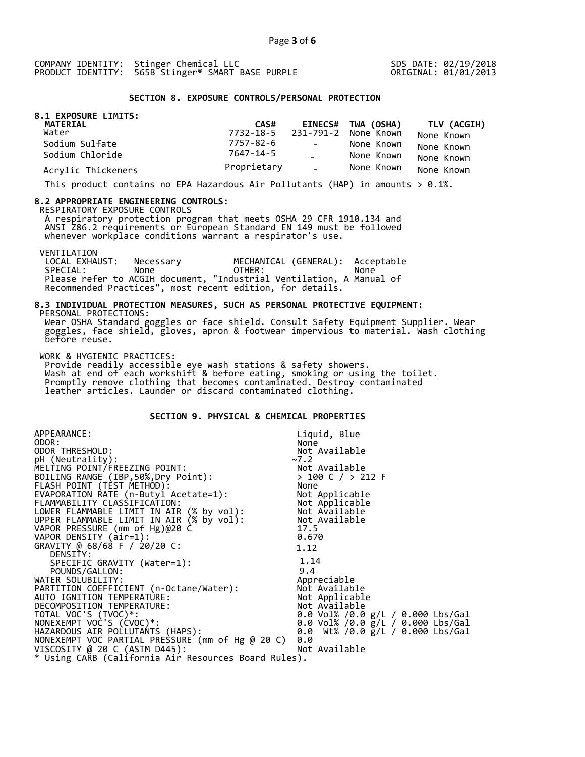COMPANY IDENTITY: Stinger Chemical LLC
PRODUCT IDENTITY: 565B Stinger® SMART BASE PURPLE

SDS DATE: 02/19/2018
ORIGINAL: 01/01/2013

## SECTION 8. EXPOSURE CONTROLS/PERSONAL PROTECTION

### 8.1 EXPOSURE LIMITS:

| MATERIAL | CAS# | EINECS# | TWA (OSHA) | TLV (ACGIH) |
|---|---|---|---|---|
| Water | 7732-18-5 | 231-791-2 | None Known | None Known |
| Sodium Sulfate | 7757-82-6 | - | None Known | None Known |
| Sodium Chloride | 7647-14-5 | - | None Known | None Known |
| Acrylic Thickeners | Proprietary | - | None Known | None Known |

This product contains no EPA Hazardous Air Pollutants (HAP) in amounts > 0.1%.

### 8.2 APPROPRIATE ENGINEERING CONTROLS:

RESPIRATORY EXPOSURE CONTROLS

A respiratory protection program that meets OSHA 29 CFR 1910.134 and ANSI Z86.2 requirements or European Standard EN 149 must be followed whenever workplace conditions warrant a respirator's use.

VENTILATION

LOCAL EXHAUST: Necessary MECHANICAL (GENERAL): Acceptable
SPECIAL: None OTHER: None

Please refer to ACGIH document, "Industrial Ventilation, A Manual of Recommended Practices", most recent edition, for details.

### 8.3 INDIVIDUAL PROTECTION MEASURES, SUCH AS PERSONAL PROTECTIVE EQUIPMENT:

PERSONAL PROTECTIONS:

Wear OSHA Standard goggles or face shield. Consult Safety Equipment Supplier. Wear goggles, face shield, gloves, apron & footwear impervious to material. Wash clothing before reuse.

WORK & HYGIENIC PRACTICES:

Provide readily accessible eye wash stations & safety showers.
Wash at end of each workshift & before eating, smoking or using the toilet.
Promptly remove clothing that becomes contaminated. Destroy contaminated leather articles. Launder or discard contaminated clothing.

## SECTION 9. PHYSICAL & CHEMICAL PROPERTIES

| | |
|---|---|
| APPEARANCE: | Liquid, Blue |
| ODOR: | None |
| ODOR THRESHOLD: | Not Available |
| pH (Neutrality): | ~7.2 |
| MELTING POINT/FREEZING POINT: | Not Available |
| BOILING RANGE (IBP,50%,Dry Point): | > 100 C / > 212 F |
| FLASH POINT (TEST METHOD): | None |
| EVAPORATION RATE (n-Butyl Acetate=1): | Not Applicable |
| FLAMMABILITY CLASSIFICATION: | Not Applicable |
| LOWER FLAMMABLE LIMIT IN AIR (% by vol): | Not Available |
| UPPER FLAMMABLE LIMIT IN AIR (% by vol): | Not Available |
| VAPOR PRESSURE (mm of Hg)@20 C | 17.5 |
| VAPOR DENSITY (air=1): | 0.670 |
| GRAVITY @ 68/68 F / 20/20 C: | 1.12 |
| DENSITY: | |
| SPECIFIC GRAVITY (Water=1): | 1.14 |
| POUNDS/GALLON: | 9.4 |
| WATER SOLUBILITY: | Appreciable |
| PARTITION COEFFICIENT (n-Octane/Water): | Not Available |
| AUTO IGNITION TEMPERATURE: | Not Applicable |
| DECOMPOSITION TEMPERATURE: | Not Available |
| TOTAL VOC'S (TVOC)*: | 0.0 Vol% /0.0 g/L / 0.000 Lbs/Gal |
| NONEXEMPT VOC'S (CVOC)*: | 0.0 Vol% /0.0 g/L / 0.000 Lbs/Gal |
| HAZARDOUS AIR POLLUTANTS (HAPS): | 0.0 Wt% /0.0 g/L / 0.000 Lbs/Gal |
| NONEXEMPT VOC PARTIAL PRESSURE (mm of Hg @ 20 C) | 0.0 |
| VISCOSITY @ 20 C (ASTM D445): | Not Available |

* Using CARB (California Air Resources Board Rules).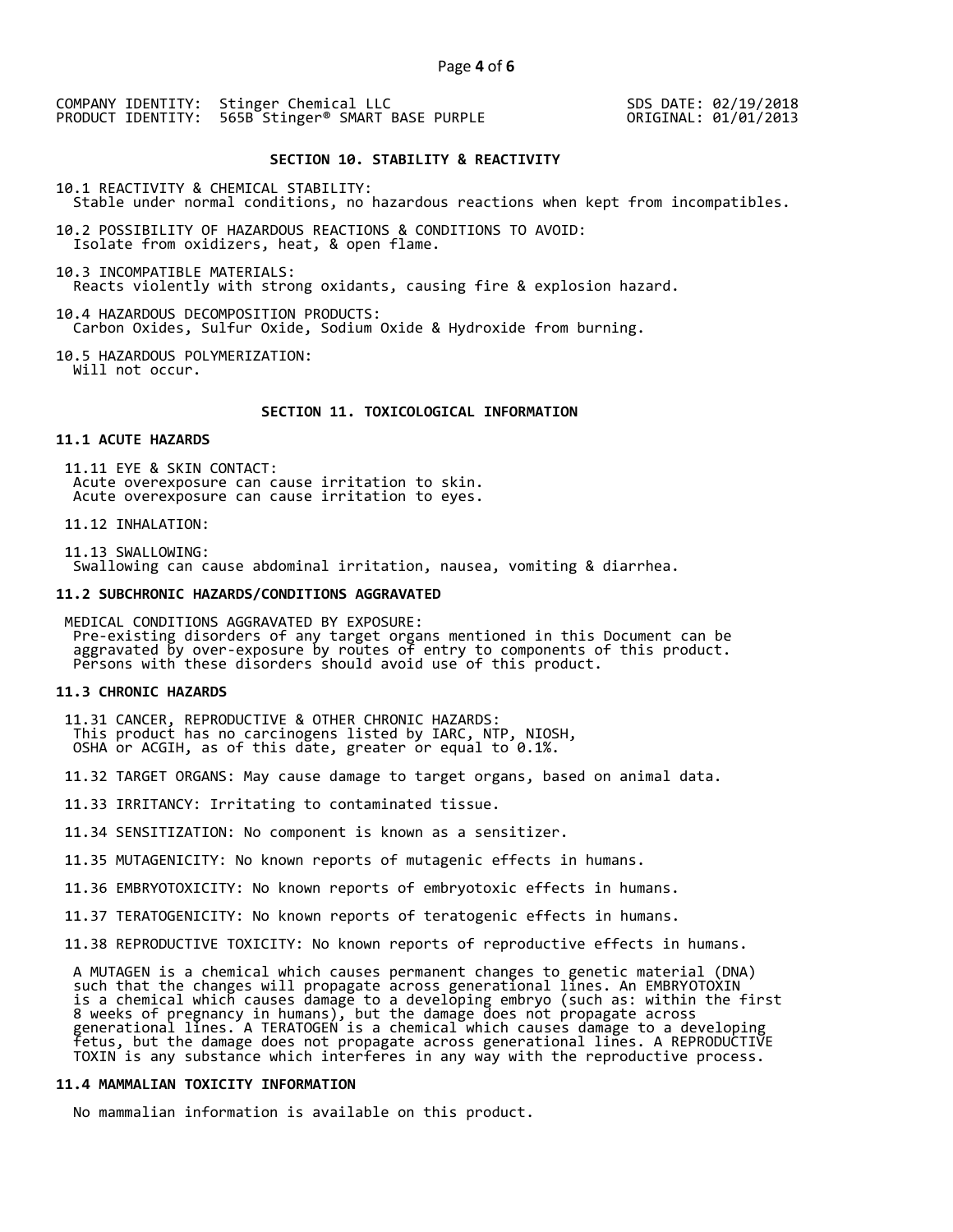COMPANY IDENTITY: Stinger Chemical LLC
PRODUCT IDENTITY: 565B Stinger® SMART BASE PURPLE

SDS DATE: 02/19/2018
ORIGINAL: 01/01/2013

## SECTION 10. STABILITY & REACTIVITY

10.1 REACTIVITY & CHEMICAL STABILITY:
Stable under normal conditions, no hazardous reactions when kept from incompatibles.

10.2 POSSIBILITY OF HAZARDOUS REACTIONS & CONDITIONS TO AVOID:
Isolate from oxidizers, heat, & open flame.

10.3 INCOMPATIBLE MATERIALS:
Reacts violently with strong oxidants, causing fire & explosion hazard.

10.4 HAZARDOUS DECOMPOSITION PRODUCTS:
Carbon Oxides, Sulfur Oxide, Sodium Oxide & Hydroxide from burning.

10.5 HAZARDOUS POLYMERIZATION:
Will not occur.

## SECTION 11. TOXICOLOGICAL INFORMATION

### 11.1 ACUTE HAZARDS

11.11 EYE & SKIN CONTACT:
Acute overexposure can cause irritation to skin.
Acute overexposure can cause irritation to eyes.

11.12 INHALATION:

11.13 SWALLOWING:
Swallowing can cause abdominal irritation, nausea, vomiting & diarrhea.

### 11.2 SUBCHRONIC HAZARDS/CONDITIONS AGGRAVATED

MEDICAL CONDITIONS AGGRAVATED BY EXPOSURE:
Pre-existing disorders of any target organs mentioned in this Document can be aggravated by over-exposure by routes of entry to components of this product. Persons with these disorders should avoid use of this product.

### 11.3 CHRONIC HAZARDS

11.31 CANCER, REPRODUCTIVE & OTHER CHRONIC HAZARDS:
This product has no carcinogens listed by IARC, NTP, NIOSH, OSHA or ACGIH, as of this date, greater or equal to 0.1%.

11.32 TARGET ORGANS: May cause damage to target organs, based on animal data.

11.33 IRRITANCY: Irritating to contaminated tissue.

11.34 SENSITIZATION: No component is known as a sensitizer.

11.35 MUTAGENICITY: No known reports of mutagenic effects in humans.

11.36 EMBRYOTOXICITY: No known reports of embryotoxic effects in humans.

11.37 TERATOGENICITY: No known reports of teratogenic effects in humans.

11.38 REPRODUCTIVE TOXICITY: No known reports of reproductive effects in humans.

A MUTAGEN is a chemical which causes permanent changes to genetic material (DNA) such that the changes will propagate across generational lines. An EMBRYOTOXIN is a chemical which causes damage to a developing embryo (such as: within the first 8 weeks of pregnancy in humans), but the damage does not propagate across generational lines. A TERATOGEN is a chemical which causes damage to a developing fetus, but the damage does not propagate across generational lines. A REPRODUCTIVE TOXIN is any substance which interferes in any way with the reproductive process.

### 11.4 MAMMALIAN TOXICITY INFORMATION

No mammalian information is available on this product.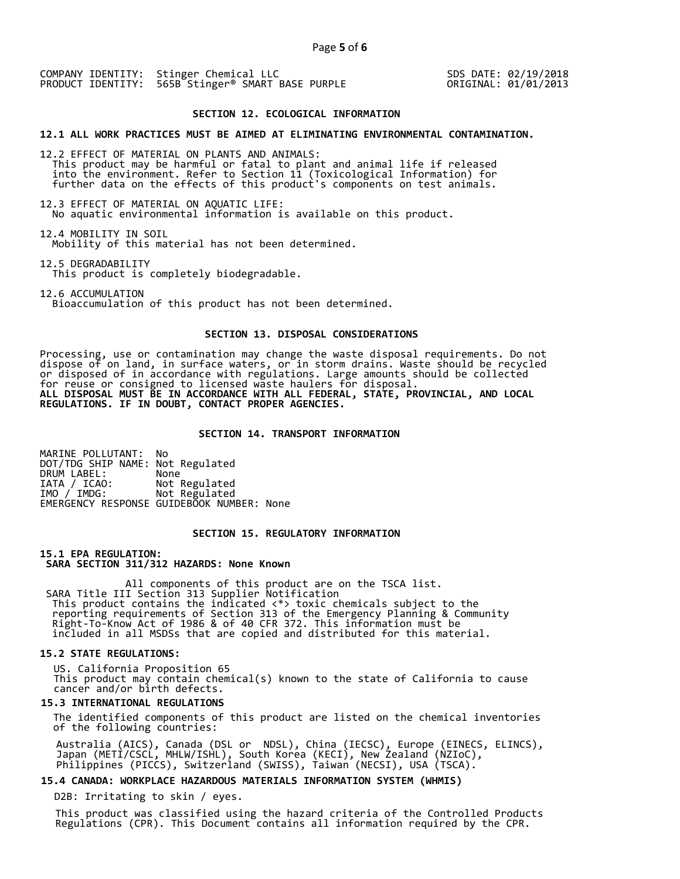COMPANY IDENTITY: Stinger Chemical LLC
PRODUCT IDENTITY: 565B Stinger® SMART BASE PURPLE

SDS DATE: 02/19/2018
ORIGINAL: 01/01/2013

## SECTION 12. ECOLOGICAL INFORMATION

**12.1 ALL WORK PRACTICES MUST BE AIMED AT ELIMINATING ENVIRONMENTAL CONTAMINATION.**

12.2 EFFECT OF MATERIAL ON PLANTS AND ANIMALS:
This product may be harmful or fatal to plant and animal life if released into the environment. Refer to Section 11 (Toxicological Information) for further data on the effects of this product's components on test animals.

12.3 EFFECT OF MATERIAL ON AQUATIC LIFE:
No aquatic environmental information is available on this product.

12.4 MOBILITY IN SOIL
Mobility of this material has not been determined.

12.5 DEGRADABILITY
This product is completely biodegradable.

12.6 ACCUMULATION
Bioaccumulation of this product has not been determined.

## SECTION 13. DISPOSAL CONSIDERATIONS

Processing, use or contamination may change the waste disposal requirements. Do not dispose of on land, in surface waters, or in storm drains. Waste should be recycled or disposed of in accordance with regulations. Large amounts should be collected for reuse or consigned to licensed waste haulers for disposal.
**ALL DISPOSAL MUST BE IN ACCORDANCE WITH ALL FEDERAL, STATE, PROVINCIAL, AND LOCAL REGULATIONS. IF IN DOUBT, CONTACT PROPER AGENCIES.**

## SECTION 14. TRANSPORT INFORMATION

MARINE POLLUTANT: No
DOT/TDG SHIP NAME: Not Regulated
DRUM LABEL: None
IATA / ICAO: Not Regulated
IMO / IMDG: Not Regulated
EMERGENCY RESPONSE GUIDEBOOK NUMBER: None

## SECTION 15. REGULATORY INFORMATION

**15.1 EPA REGULATION:**
**SARA SECTION 311/312 HAZARDS: None Known**

All components of this product are on the TSCA list.
SARA Title III Section 313 Supplier Notification
This product contains the indicated <*> toxic chemicals subject to the reporting requirements of Section 313 of the Emergency Planning & Community Right-To-Know Act of 1986 & of 40 CFR 372. This information must be included in all MSDSs that are copied and distributed for this material.

**15.2 STATE REGULATIONS:**

US. California Proposition 65
This product may contain chemical(s) known to the state of California to cause cancer and/or birth defects.

**15.3 INTERNATIONAL REGULATIONS**

The identified components of this product are listed on the chemical inventories of the following countries:

Australia (AICS), Canada (DSL or NDSL), China (IECSC), Europe (EINECS, ELINCS), Japan (METI/CSCL, MHLW/ISHL), South Korea (KECI), New Zealand (NZIoC), Philippines (PICCS), Switzerland (SWISS), Taiwan (NECSI), USA (TSCA).

**15.4 CANADA: WORKPLACE HAZARDOUS MATERIALS INFORMATION SYSTEM (WHMIS)**

D2B: Irritating to skin / eyes.

This product was classified using the hazard criteria of the Controlled Products Regulations (CPR). This Document contains all information required by the CPR.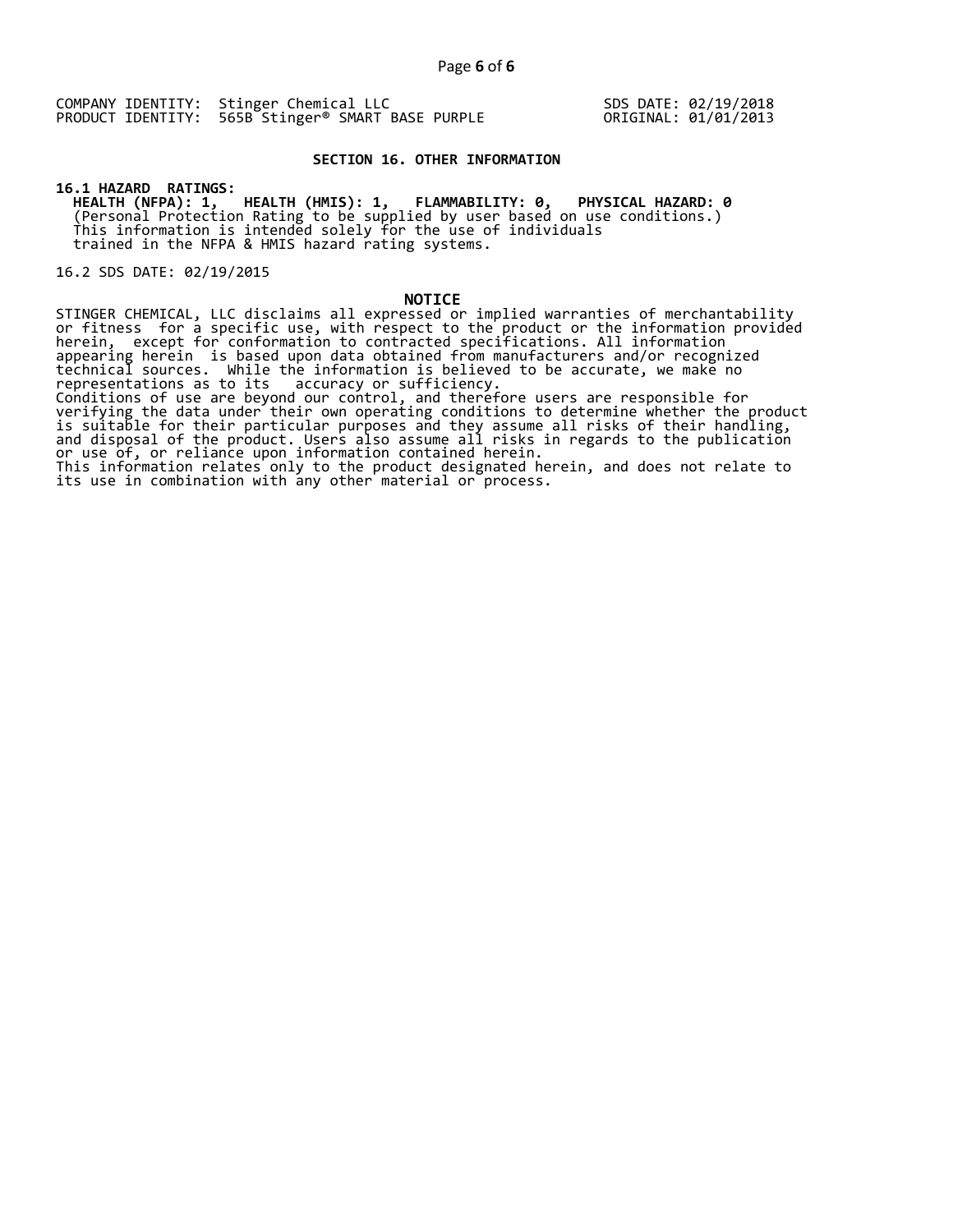COMPANY IDENTITY: Stinger Chemical LLC  SDS DATE: 02/19/2018
PRODUCT IDENTITY: 565B Stinger® SMART BASE PURPLE  ORIGINAL: 01/01/2013

## SECTION 16. OTHER INFORMATION

**16.1 HAZARD RATINGS:**
**HEALTH (NFPA): 1, HEALTH (HMIS): 1, FLAMMABILITY: 0, PHYSICAL HAZARD: 0**
(Personal Protection Rating to be supplied by user based on use conditions.)
This information is intended solely for the use of individuals trained in the NFPA & HMIS hazard rating systems.

16.2 SDS DATE: 02/19/2015

**NOTICE**

STINGER CHEMICAL, LLC disclaims all expressed or implied warranties of merchantability or fitness for a specific use, with respect to the product or the information provided herein, except for conformation to contracted specifications. All information appearing herein is based upon data obtained from manufacturers and/or recognized technical sources. While the information is believed to be accurate, we make no representations as to its accuracy or sufficiency.
Conditions of use are beyond our control, and therefore users are responsible for verifying the data under their own operating conditions to determine whether the product is suitable for their particular purposes and they assume all risks of their handling, and disposal of the product. Users also assume all risks in regards to the publication or use of, or reliance upon information contained herein.
This information relates only to the product designated herein, and does not relate to its use in combination with any other material or process.